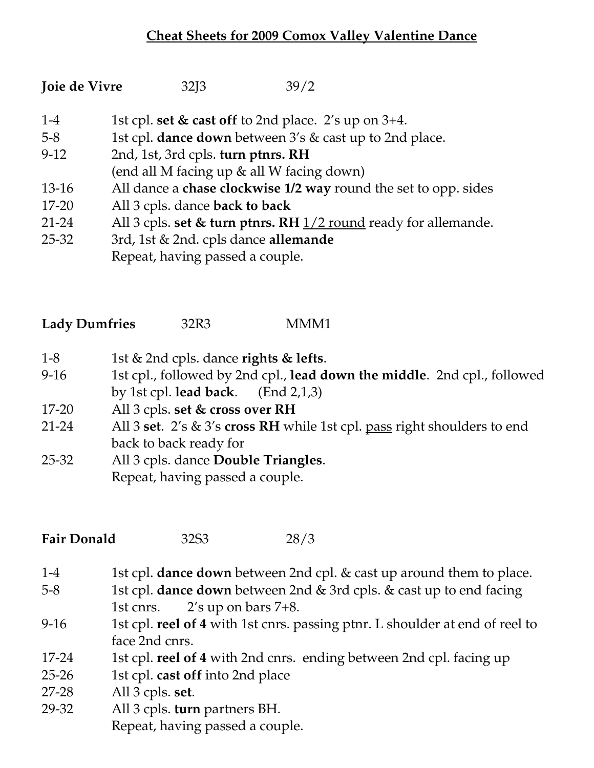# Cheat Sheets for 2009 Comox Valley Valentine Dance

**Joie de Vivre** 32J3 39/2

| | |
|---|---|
| 1-4 | 1st cpl. **set & cast off** to 2nd place. 2's up on 3+4. |
| 5-8 | 1st cpl. **dance down** between 3's & cast up to 2nd place. |
| 9-12 | 2nd, 1st, 3rd cpls. **turn ptnrs. RH** (end all M facing up & all W facing down) |
| 13-16 | All dance a **chase clockwise 1/2 way** round the set to opp. sides |
| 17-20 | All 3 cpls. dance **back to back** |
| 21-24 | All 3 cpls. **set & turn ptnrs. RH** <u>1/2 round</u> ready for allemande. |
| 25-32 | 3rd, 1st & 2nd. cpls dance **allemande** Repeat, having passed a couple. |

**Lady Dumfries** 32R3 MMM1

| | |
|---|---|
| 1-8 | 1st & 2nd cpls. dance **rights & lefts**. |
| 9-16 | 1st cpl., followed by 2nd cpl., **lead down the middle**. 2nd cpl., followed by 1st cpl. **lead back**. (End 2,1,3) |
| 17-20 | All 3 cpls. **set & cross over RH** |
| 21-24 | All 3 **set**. 2's & 3's **cross RH** while 1st cpl. <u>pass</u> right shoulders to end back to back ready for |
| 25-32 | All 3 cpls. dance **Double Triangles**. Repeat, having passed a couple. |

**Fair Donald** 32S3 28/3

| | |
|---|---|
| 1-4 | 1st cpl. **dance down** between 2nd cpl. & cast up around them to place. |
| 5-8 | 1st cpl. **dance down** between 2nd & 3rd cpls. & cast up to end facing 1st cnrs. 2's up on bars 7+8. |
| 9-16 | 1st cpl. **reel of 4** with 1st cnrs. passing ptnr. L shoulder at end of reel to face 2nd cnrs. |
| 17-24 | 1st cpl. **reel of 4** with 2nd cnrs. ending between 2nd cpl. facing up |
| 25-26 | 1st cpl. **cast off** into 2nd place |
| 27-28 | All 3 cpls. **set**. |
| 29-32 | All 3 cpls. **turn** partners BH. Repeat, having passed a couple. |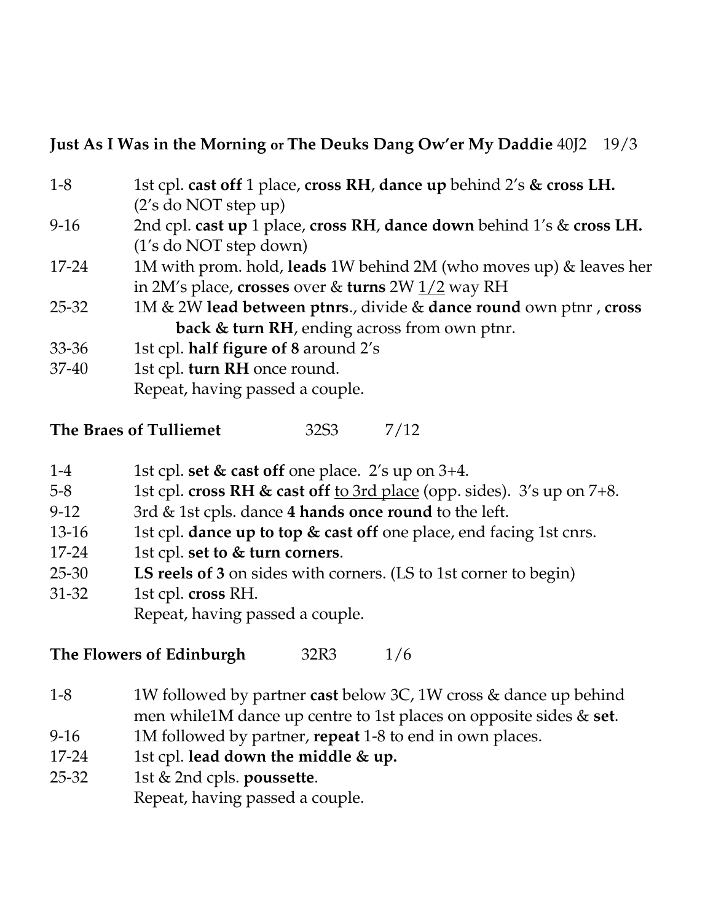**Just As I Was in the Morning or The Deuks Dang Ow'er My Daddie** 40J2 19/3

| | |
|---|---|
| 1-8 | 1st cpl. **cast off** 1 place, **cross RH**, **dance up** behind 2's **& cross LH.** (2's do NOT step up) |
| 9-16 | 2nd cpl. **cast up** 1 place, **cross RH**, **dance down** behind 1's & **cross LH.** (1's do NOT step down) |
| 17-24 | 1M with prom. hold, **leads** 1W behind 2M (who moves up) & leaves her in 2M's place, **crosses** over & **turns** 2W <u>1/2</u> way RH |
| 25-32 | 1M & 2W **lead between ptnrs**., divide & **dance round** own ptnr , **cross back & turn RH**, ending across from own ptnr. |
| 33-36 | 1st cpl. **half figure of 8** around 2's |
| 37-40 | 1st cpl. **turn RH** once round. |
| | Repeat, having passed a couple. |

**The Braes of Tulliemet** 32S3 7/12

| | |
|---|---|
| 1-4 | 1st cpl. **set & cast off** one place. 2's up on 3+4. |
| 5-8 | 1st cpl. **cross RH & cast off** <u>to 3rd place</u> (opp. sides). 3's up on 7+8. |
| 9-12 | 3rd & 1st cpls. dance **4 hands once round** to the left. |
| 13-16 | 1st cpl. **dance up to top & cast off** one place, end facing 1st cnrs. |
| 17-24 | 1st cpl. **set to & turn corners**. |
| 25-30 | **LS reels of 3** on sides with corners. (LS to 1st corner to begin) |
| 31-32 | 1st cpl. **cross** RH. |
| | Repeat, having passed a couple. |

**The Flowers of Edinburgh** 32R3 1/6

| | |
|---|---|
| 1-8 | 1W followed by partner **cast** below 3C, 1W cross & dance up behind men while1M dance up centre to 1st places on opposite sides & **set**. |
| 9-16 | 1M followed by partner, **repeat** 1-8 to end in own places. |
| 17-24 | 1st cpl. **lead down the middle & up.** |
| 25-32 | 1st & 2nd cpls. **poussette**. |
| | Repeat, having passed a couple. |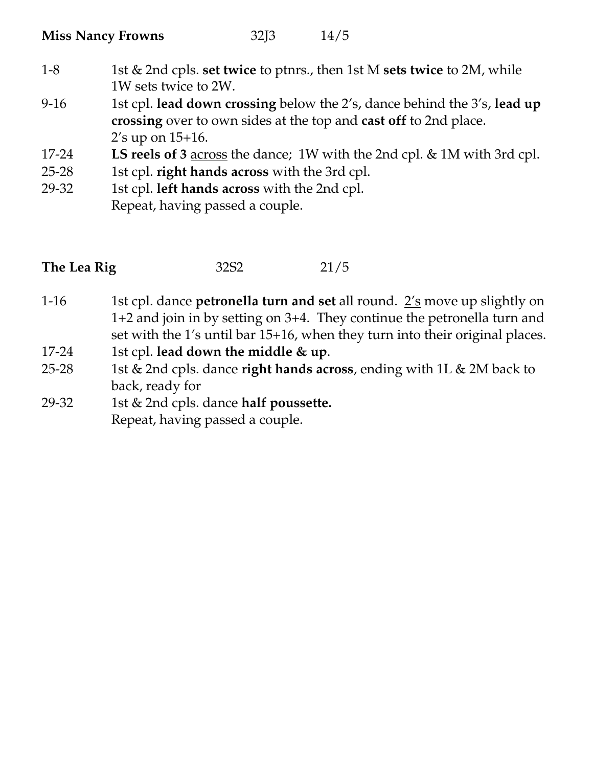**Miss Nancy Frowns** 32J3 14/5

| | |
|---|---|
| 1-8 | 1st & 2nd cpls. **set twice** to ptnrs., then 1st M **sets twice** to 2M, while 1W sets twice to 2W. |
| 9-16 | 1st cpl. **lead down crossing** below the 2's, dance behind the 3's, **lead up crossing** over to own sides at the top and **cast off** to 2nd place. 2's up on 15+16. |
| 17-24 | **LS reels of 3** across the dance; 1W with the 2nd cpl. & 1M with 3rd cpl. |
| 25-28 | 1st cpl. **right hands across** with the 3rd cpl. |
| 29-32 | 1st cpl. **left hands across** with the 2nd cpl. Repeat, having passed a couple. |

**The Lea Rig** 32S2 21/5

| | |
|---|---|
| 1-16 | 1st cpl. dance **petronella turn and set** all round. 2's move up slightly on 1+2 and join in by setting on 3+4. They continue the petronella turn and set with the 1's until bar 15+16, when they turn into their original places. |
| 17-24 | 1st cpl. **lead down the middle & up**. |
| 25-28 | 1st & 2nd cpls. dance **right hands across**, ending with 1L & 2M back to back, ready for |
| 29-32 | 1st & 2nd cpls. dance **half poussette.** Repeat, having passed a couple. |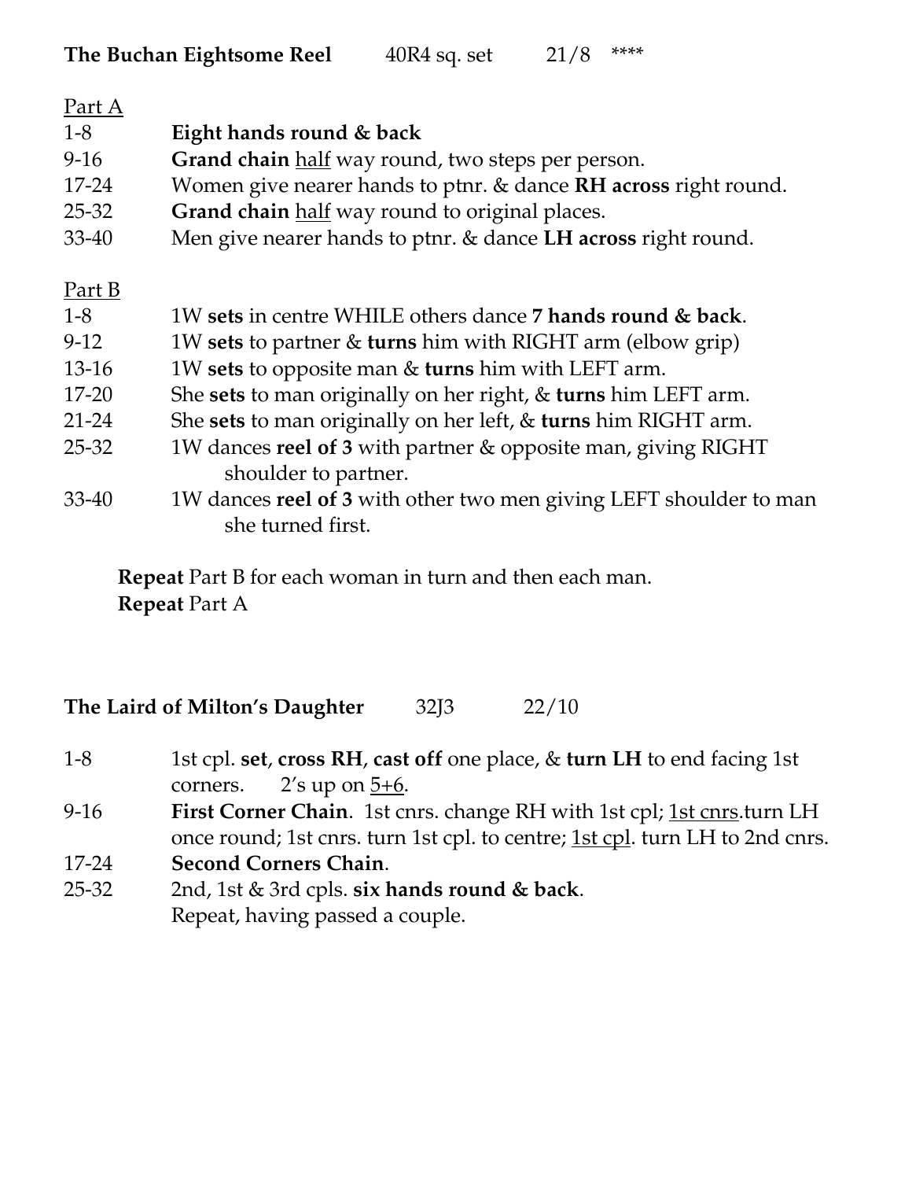**The Buchan Eightsome Reel**  40R4 sq. set  21/8  ****

<u>Part A</u>

| | |
|---|---|
| 1-8 | **Eight hands round & back** |
| 9-16 | **Grand chain** <u>half</u> way round, two steps per person. |
| 17-24 | Women give nearer hands to ptnr. & dance **RH across** right round. |
| 25-32 | **Grand chain** <u>half</u> way round to original places. |
| 33-40 | Men give nearer hands to ptnr. & dance **LH across** right round. |

<u>Part B</u>

| | |
|---|---|
| 1-8 | 1W **sets** in centre WHILE others dance **7 hands round & back**. |
| 9-12 | 1W **sets** to partner & **turns** him with RIGHT arm (elbow grip) |
| 13-16 | 1W **sets** to opposite man & **turns** him with LEFT arm. |
| 17-20 | She **sets** to man originally on her right, & **turns** him LEFT arm. |
| 21-24 | She **sets** to man originally on her left, & **turns** him RIGHT arm. |
| 25-32 | 1W dances **reel of 3** with partner & opposite man, giving RIGHT shoulder to partner. |
| 33-40 | 1W dances **reel of 3** with other two men giving LEFT shoulder to man she turned first. |

**Repeat** Part B for each woman in turn and then each man.
**Repeat** Part A

**The Laird of Milton's Daughter**  32J3  22/10

| | |
|---|---|
| 1-8 | 1st cpl. **set**, **cross RH**, **cast off** one place, & **turn LH** to end facing 1st corners. 2's up on <u>5+6</u>. |
| 9-16 | **First Corner Chain**. 1st cnrs. change RH with 1st cpl; <u>1st cnrs</u>.turn LH once round; 1st cnrs. turn 1st cpl. to centre; <u>1st cpl</u>. turn LH to 2nd cnrs. |
| 17-24 | **Second Corners Chain**. |
| 25-32 | 2nd, 1st & 3rd cpls. **six hands round & back**. Repeat, having passed a couple. |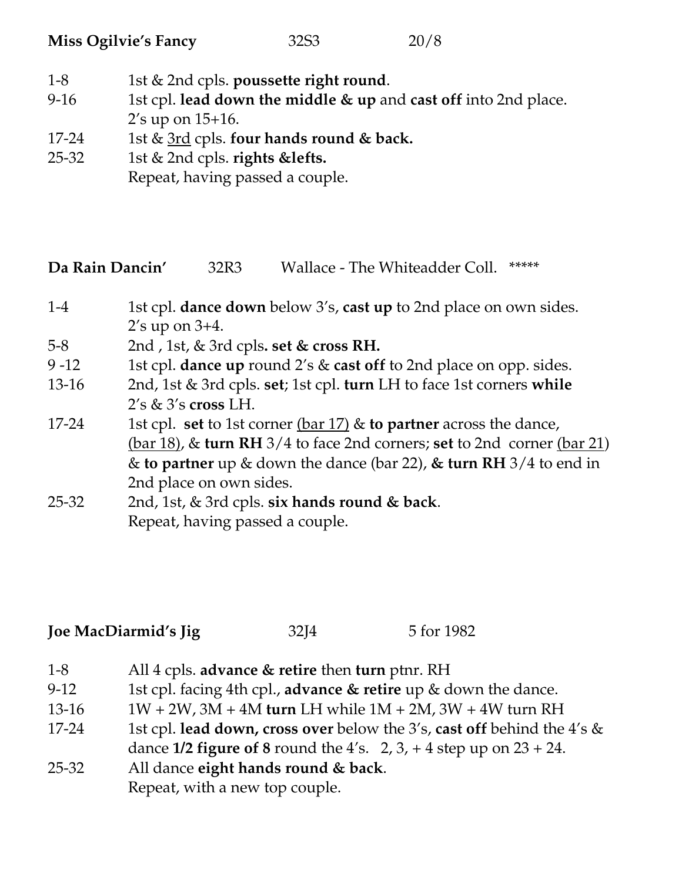**Miss Ogilvie's Fancy** 32S3 20/8

| | |
|---|---|
| 1-8 | 1st & 2nd cpls. **poussette right round**. |
| 9-16 | 1st cpl. **lead down the middle & up** and **cast off** into 2nd place. 2's up on 15+16. |
| 17-24 | 1st & <u>3rd</u> cpls. **four hands round & back.** |
| 25-32 | 1st & 2nd cpls. **rights &lefts.** |
| | Repeat, having passed a couple. |

**Da Rain Dancin'** 32R3 Wallace - The Whiteadder Coll. *****

| | |
|---|---|
| 1-4 | 1st cpl. **dance down** below 3's, **cast up** to 2nd place on own sides. 2's up on 3+4. |
| 5-8 | 2nd , 1st, & 3rd cpls**. set & cross RH.** |
| 9 -12 | 1st cpl. **dance up** round 2's & **cast off** to 2nd place on opp. sides. |
| 13-16 | 2nd, 1st & 3rd cpls. **set**; 1st cpl. **turn** LH to face 1st corners **while** 2's & 3's **cross** LH. |
| 17-24 | 1st cpl. **set** to 1st corner <u>(bar 17)</u> & **to partner** across the dance, <u>(bar 18)</u>, & **turn RH** 3/4 to face 2nd corners; **set** to 2nd corner <u>(bar 21)</u> & **to partner** up & down the dance (bar 22), **& turn RH** 3/4 to end in 2nd place on own sides. |
| 25-32 | 2nd, 1st, & 3rd cpls. **six hands round & back**. |
| | Repeat, having passed a couple. |

**Joe MacDiarmid's Jig** 32J4 5 for 1982

| | |
|---|---|
| 1-8 | All 4 cpls. **advance & retire** then **turn** ptnr. RH |
| 9-12 | 1st cpl. facing 4th cpl., **advance & retire** up & down the dance. |
| 13-16 | 1W + 2W, 3M + 4M **turn** LH while 1M + 2M, 3W + 4W turn RH |
| 17-24 | 1st cpl. **lead down, cross over** below the 3's, **cast off** behind the 4's & dance **1/2 figure of 8** round the 4's. 2, 3, + 4 step up on 23 + 24. |
| 25-32 | All dance **eight hands round & back**. |
| | Repeat, with a new top couple. |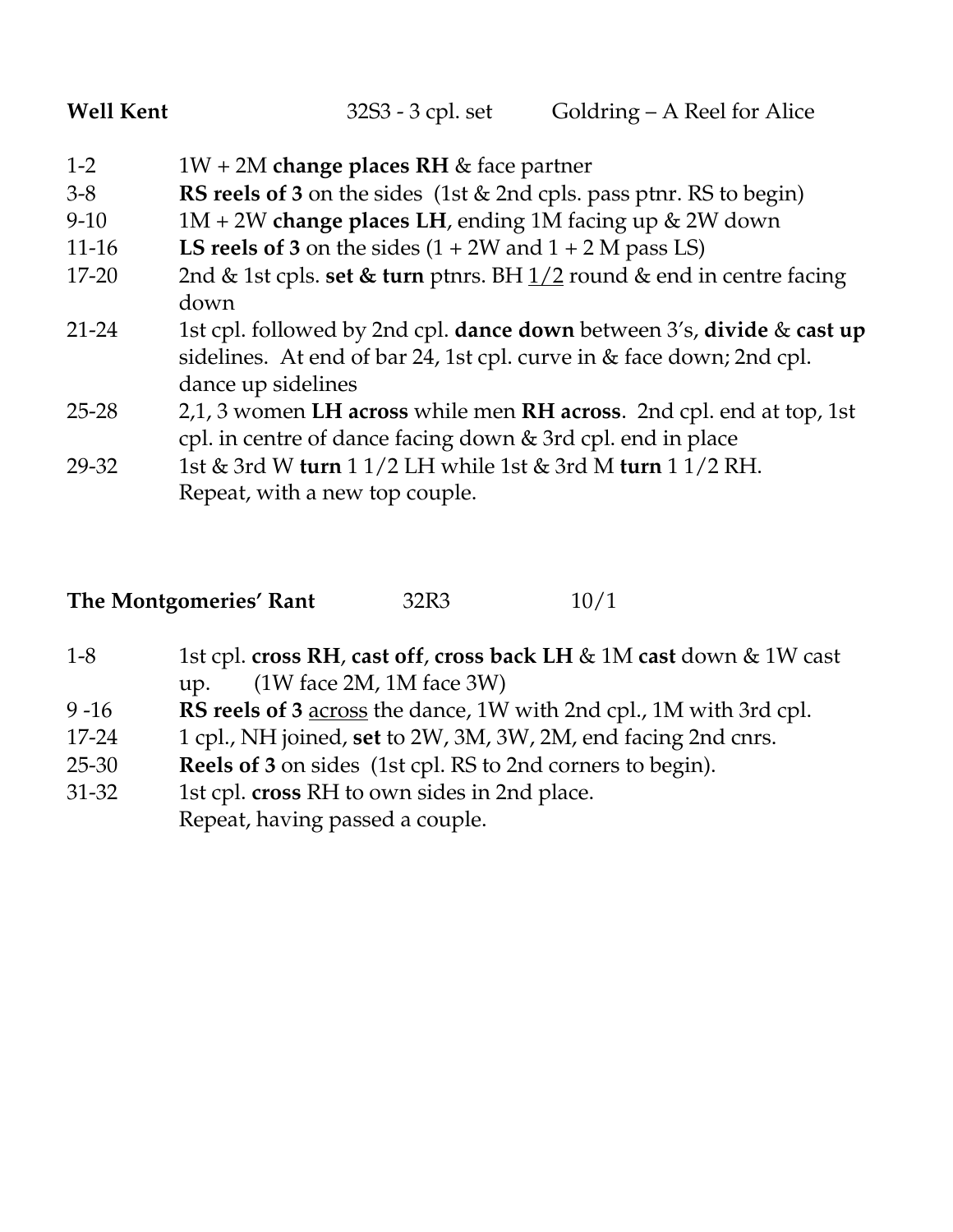**Well Kent** 32S3 - 3 cpl. set Goldring – A Reel for Alice

| | |
|---|---|
| 1-2 | 1W + 2M **change places RH** & face partner |
| 3-8 | **RS reels of 3** on the sides (1st & 2nd cpls. pass ptnr. RS to begin) |
| 9-10 | 1M + 2W **change places LH**, ending 1M facing up & 2W down |
| 11-16 | **LS reels of 3** on the sides (1 + 2W and 1 + 2 M pass LS) |
| 17-20 | 2nd & 1st cpls. **set & turn** ptnrs. BH 1/2 round & end in centre facing down |
| 21-24 | 1st cpl. followed by 2nd cpl. **dance down** between 3's, **divide** & **cast up** sidelines. At end of bar 24, 1st cpl. curve in & face down; 2nd cpl. dance up sidelines |
| 25-28 | 2,1, 3 women **LH across** while men **RH across**. 2nd cpl. end at top, 1st cpl. in centre of dance facing down & 3rd cpl. end in place |
| 29-32 | 1st & 3rd W **turn** 1 1/2 LH while 1st & 3rd M **turn** 1 1/2 RH. Repeat, with a new top couple. |

**The Montgomeries' Rant** 32R3 10/1

| | |
|---|---|
| 1-8 | 1st cpl. **cross RH**, **cast off**, **cross back LH** & 1M **cast** down & 1W cast up. (1W face 2M, 1M face 3W) |
| 9 -16 | **RS reels of 3** across the dance, 1W with 2nd cpl., 1M with 3rd cpl. |
| 17-24 | 1 cpl., NH joined, **set** to 2W, 3M, 3W, 2M, end facing 2nd cnrs. |
| 25-30 | **Reels of 3** on sides (1st cpl. RS to 2nd corners to begin). |
| 31-32 | 1st cpl. **cross** RH to own sides in 2nd place. Repeat, having passed a couple. |